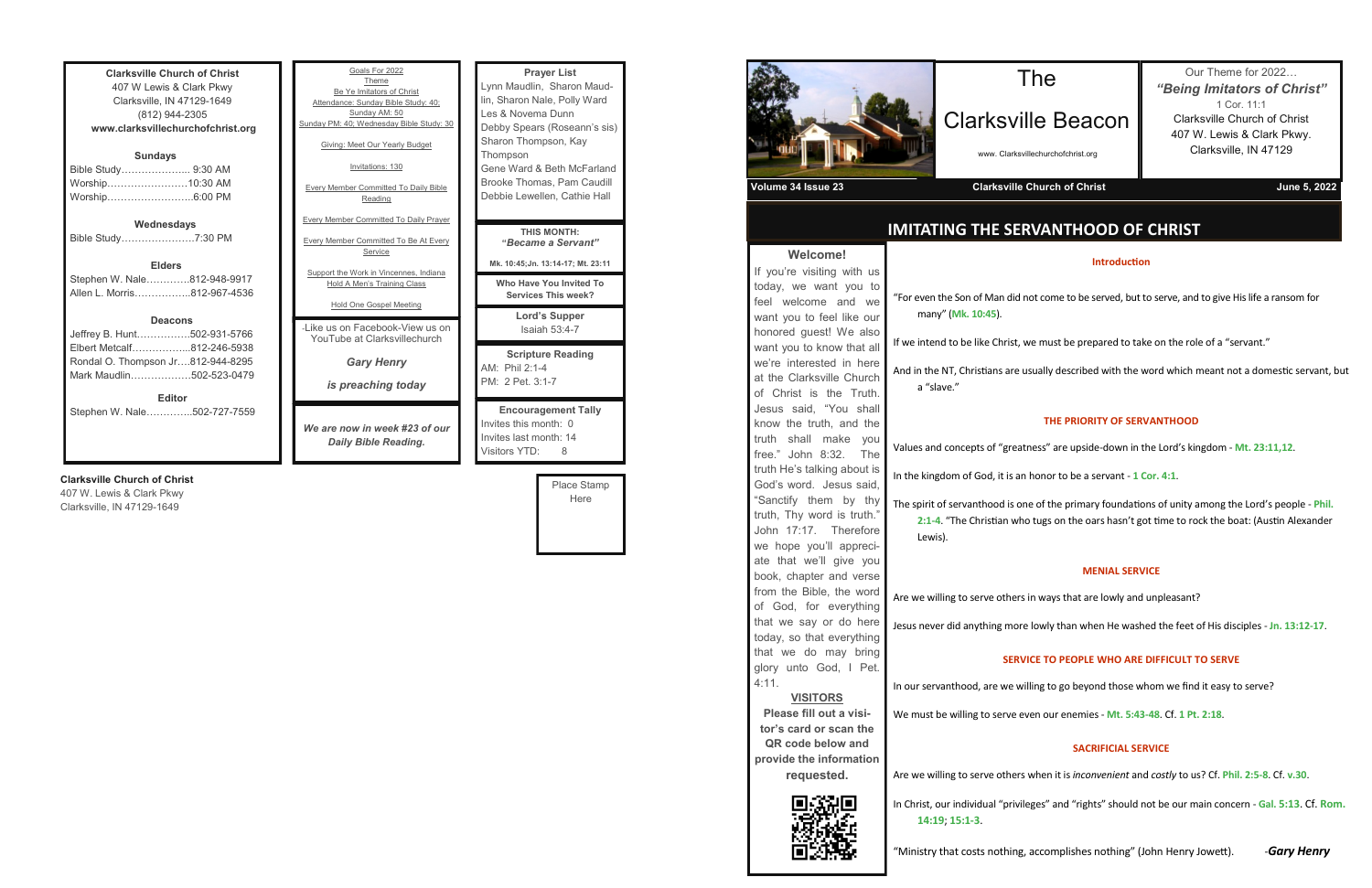**Clarksville Church of Christ**
407 W Lewis & Clark Pkwy
Clarksville, IN 47129-1649
(812) 944-2305
**www.clarksvillechurchofchrist.org**

**Sundays**

Bible Study.................... 9:30 AM
Worship........................10:30 AM
Worship..........................6:00 PM

**Wednesdays**

Bible Study......................7:30 PM

**Elders**

Stephen W. Nale.............812-948-9917
Allen L. Morris.................812-967-4536

**Deacons**

Jeffrey B. Hunt................502-931-5766
Elbert Metcalf..................812-246-5938
Rondal O. Thompson Jr....812-944-8295
Mark Maudlin..................502-523-0479

**Editor**

Stephen W. Nale.............502-727-7559

Goals For 2022

Theme

Be Ye Imitators of Christ

Attendance: Sunday Bible Study: 40; Sunday AM: 50 Sunday PM: 40; Wednesday Bible Study: 30

Giving: Meet Our Yearly Budget

Invitations: 130

Every Member Committed To Daily Bible Reading

Every Member Committed To Daily Prayer

Every Member Committed To Be At Every Service

Support the Work in Vincennes, Indiana

Hold A Men's Training Class

Hold One Gospel Meeting

-Like us on Facebook-View us on YouTube at Clarksvillechurch

***Gary Henry***

***is preaching today***

***We are now in week #23 of our Daily Bible Reading.***

**Prayer List**

Lynn Maudlin, Sharon Maudlin, Sharon Nale, Polly Ward
Les & Novema Dunn
Debby Spears (Roseann's sis)
Sharon Thompson, Kay Thompson
Gene Ward & Beth McFarland
Brooke Thomas, Pam Caudill
Debbie Lewellen, Cathie Hall

**THIS MONTH:**
**"*Became a Servant*"**

**Mk. 10:45;Jn. 13:14-17; Mt. 23:11**

**Who Have You Invited To Services This week?**

**Lord's Supper**
Isaiah 53:4-7

**Scripture Reading**
AM: Phil 2:1-4
PM: 2 Pet. 3:1-7

**Encouragement Tally**
Invites this month: 0
Invites last month: 14
Visitors YTD: 8

**Clarksville Church of Christ**
407 W. Lewis & Clark Pkwy
Clarksville, IN 47129-1649

Place Stamp Here

# The Clarksville Beacon

www. Clarksvillechurchofchrist.org

Our Theme for 2022…
***"Being Imitators of Christ"***
1 Cor. 11:1
Clarksville Church of Christ
407 W. Lewis & Clark Pkwy.
Clarksville, IN 47129

**Volume 34 Issue 23** | **Clarksville Church of Christ** | **June 5, 2022**

## IMITATING THE SERVANTHOOD OF CHRIST

### Welcome!

If you're visiting with us today, we want you to feel welcome and we want you to feel like our honored guest! We also want you to know that all we're interested in here at the Clarksville Church of Christ is the Truth. Jesus said, "You shall know the truth, and the truth shall make you free." John 8:32. The truth He's talking about is God's word. Jesus said, "Sanctify them by thy truth, Thy word is truth." John 17:17. Therefore we hope you'll appreciate that we'll give you book, chapter and verse from the Bible, the word of God, for everything that we say or do here today, so that everything that we do may bring glory unto God, I Pet. 4:11.

**VISITORS**

**Please fill out a visitor's card or scan the QR code below and provide the information requested.**

### Introduction

"For even the Son of Man did not come to be served, but to serve, and to give His life a ransom for many" (**Mk. 10:45**).

If we intend to be like Christ, we must be prepared to take on the role of a "servant."

And in the NT, Christians are usually described with the word which meant not a domestic servant, but a "slave."

### THE PRIORITY OF SERVANTHOOD

Values and concepts of "greatness" are upside-down in the Lord's kingdom - **Mt. 23:11,12**.

In the kingdom of God, it is an honor to be a servant - **1 Cor. 4:1**.

The spirit of servanthood is one of the primary foundations of unity among the Lord's people - **Phil. 2:1-4**. "The Christian who tugs on the oars hasn't got time to rock the boat: (Austin Alexander Lewis).

### MENIAL SERVICE

Are we willing to serve others in ways that are lowly and unpleasant?

Jesus never did anything more lowly than when He washed the feet of His disciples - **Jn. 13:12-17**.

### SERVICE TO PEOPLE WHO ARE DIFFICULT TO SERVE

In our servanthood, are we willing to go beyond those whom we find it easy to serve?

We must be willing to serve even our enemies - **Mt. 5:43-48**. Cf. **1 Pt. 2:18**.

### SACRIFICIAL SERVICE

Are we willing to serve others when it is *inconvenient* and *costly* to us? Cf. **Phil. 2:5-8**. Cf. **v.30**.

In Christ, our individual "privileges" and "rights" should not be our main concern - **Gal. 5:13**. Cf. **Rom. 14:19**; **15:1-3**.

"Ministry that costs nothing, accomplishes nothing" (John Henry Jowett). -***Gary Henry***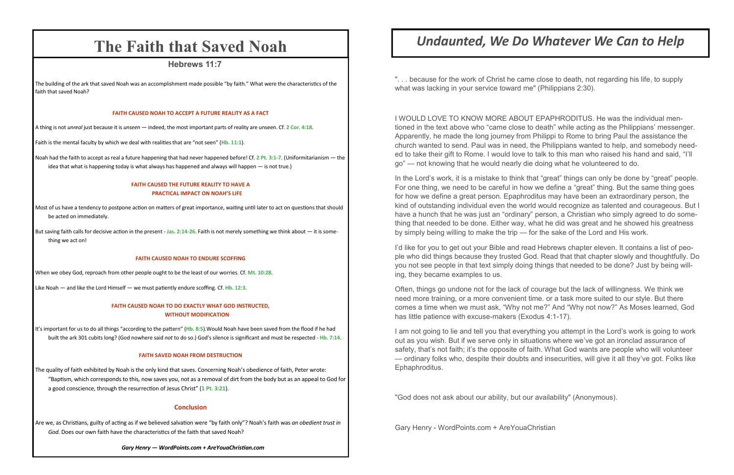# The Faith that Saved Noah

## Hebrews 11:7

The building of the ark that saved Noah was an accomplishment made possible "by faith." What were the characteristics of the faith that saved Noah?

### FAITH CAUSED NOAH TO ACCEPT A FUTURE REALITY AS A FACT

A thing is not *unreal* just because it is *unseen* — indeed, the most important parts of reality are unseen. Cf. 2 Cor. 4:18.

Faith is the mental faculty by which we deal with realities that are "not seen" (Hb. 11:1).

Noah had the faith to accept as real a future happening that had never happened before! Cf. 2 Pt. 3:1-7. (Uniformitarianism — the idea that what is happening today is what always has happened and always will happen — is not true.)

### FAITH CAUSED THE FUTURE REALITY TO HAVE A PRACTICAL IMPACT ON NOAH'S LIFE

Most of us have a tendency to postpone action on matters of great importance, waiting until later to act on questions that should be acted on immediately.

But saving faith calls for decisive action in the present - Jas. 2:14-26. Faith is not merely something we think about — it is something we act on!

### FAITH CAUSED NOAH TO ENDURE SCOFFING

When we obey God, reproach from other people ought to be the least of our worries. Cf. Mt. 10:28.

Like Noah — and like the Lord Himself — we must patiently endure scoffing. Cf. Hb. 12:3.

### FAITH CAUSED NOAH TO DO EXACTLY WHAT GOD INSTRUCTED, WITHOUT MODIFICATION

It's important for us to do all things "according to the pattern" (Hb. 8:5).Would Noah have been saved from the flood if he had built the ark 301 cubits long? (God nowhere said *not* to do so.) God's silence is significant and must be respected - Hb. 7:14.

### FAITH SAVED NOAH FROM DESTRUCTION

The quality of faith exhibited by Noah is the only kind that saves. Concerning Noah's obedience of faith, Peter wrote: "Baptism, which corresponds to this, now saves you, not as a removal of dirt from the body but as an appeal to God for a good conscience, through the resurrection of Jesus Christ" (1 Pt. 3:21).

### Conclusion

Are we, as Christians, guilty of acting as if we believed salvation were "by faith only"? Noah's faith was *an obedient trust in God.* Does our own faith have the characteristics of the faith that saved Noah?

***Gary Henry — WordPoints.com + AreYouaChristian.com***

# *Undaunted, We Do Whatever We Can to Help*

". . . because for the work of Christ he came close to death, not regarding his life, to supply what was lacking in your service toward me" (Philippians 2:30).

I WOULD LOVE TO KNOW MORE ABOUT EPAPHRODITUS. He was the individual mentioned in the text above who "came close to death" while acting as the Philippians' messenger. Apparently, he made the long journey from Philippi to Rome to bring Paul the assistance the church wanted to send. Paul was in need, the Philippians wanted to help, and somebody needed to take their gift to Rome. I would love to talk to this man who raised his hand and said, "I'll go" — not knowing that he would nearly die doing what he volunteered to do.

In the Lord's work, it is a mistake to think that "great" things can only be done by "great" people. For one thing, we need to be careful in how we define a "great" thing. But the same thing goes for how we define a great person. Epaphroditus may have been an extraordinary person, the kind of outstanding individual even the world would recognize as talented and courageous. But I have a hunch that he was just an "ordinary" person, a Christian who simply agreed to do something that needed to be done. Either way, what he did was great and he showed his greatness by simply being willing to make the trip — for the sake of the Lord and His work.

I'd like for you to get out your Bible and read Hebrews chapter eleven. It contains a list of people who did things because they trusted God. Read that that chapter slowly and thoughtfully. Do you not see people in that text simply doing things that needed to be done? Just by being willing, they became examples to us.

Often, things go undone not for the lack of courage but the lack of willingness. We think we need more training, or a more convenient time. or a task more suited to our style. But there comes a time when we must ask, "Why not me?" And "Why not now?" As Moses learned, God has little patience with excuse-makers (Exodus 4:1-17).

I am not going to lie and tell you that everything you attempt in the Lord's work is going to work out as you wish. But if we serve only in situations where we've got an ironclad assurance of safety, that's not faith; it's the opposite of faith. What God wants are people who will volunteer — ordinary folks who, despite their doubts and insecurities, will give it all they've got. Folks like Ephaphroditus.

"God does not ask about our ability, but our availability" (Anonymous).

Gary Henry - WordPoints.com + AreYouaChristian